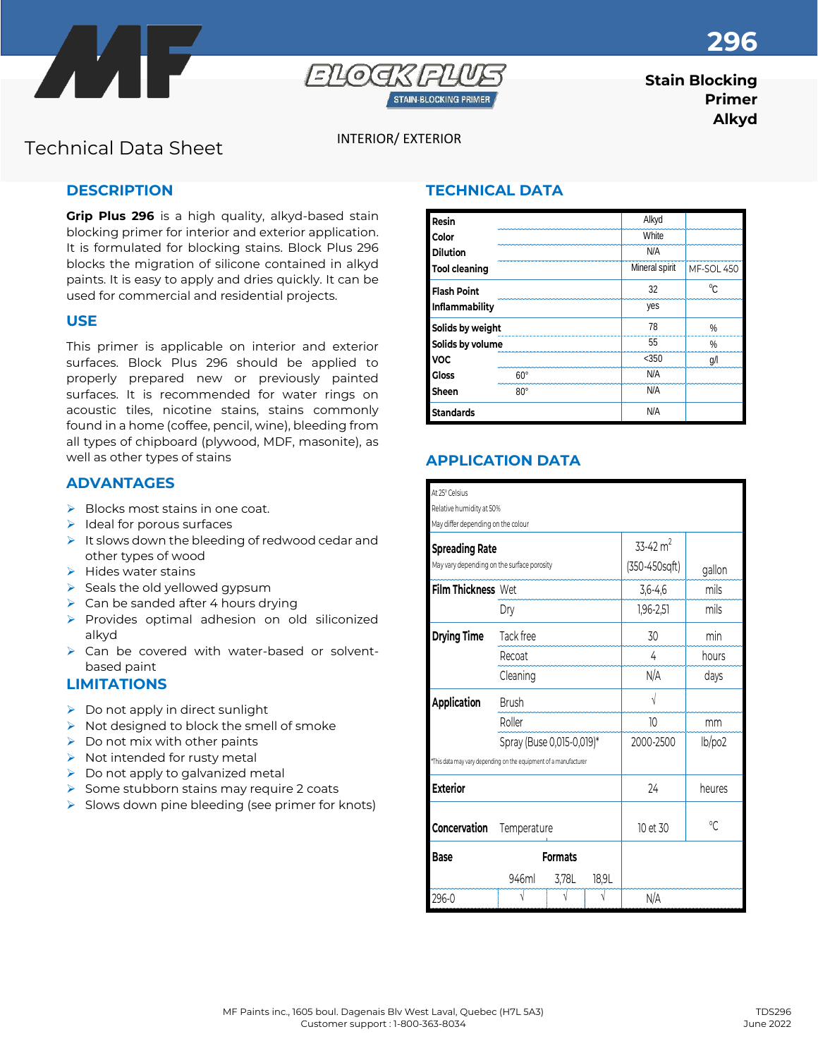MF

BLOCK PLUS
STAIN-BLOCKING PRIMER

# 296

**Stain Blocking Primer Alkyd**

Technical Data Sheet

INTERIOR/ EXTERIOR

## DESCRIPTION

**Grip Plus 296** is a high quality, alkyd-based stain blocking primer for interior and exterior application. It is formulated for blocking stains. Block Plus 296 blocks the migration of silicone contained in alkyd paints. It is easy to apply and dries quickly. It can be used for commercial and residential projects.

## USE

This primer is applicable on interior and exterior surfaces. Block Plus 296 should be applied to properly prepared new or previously painted surfaces. It is recommended for water rings on acoustic tiles, nicotine stains, stains commonly found in a home (coffee, pencil, wine), bleeding from all types of chipboard (plywood, MDF, masonite), as well as other types of stains

## ADVANTAGES

- Blocks most stains in one coat.
- Ideal for porous surfaces
- It slows down the bleeding of redwood cedar and other types of wood
- Hides water stains
- Seals the old yellowed gypsum
- Can be sanded after 4 hours drying
- Provides optimal adhesion on old siliconized alkyd
- Can be covered with water-based or solvent-based paint

## LIMITATIONS

- Do not apply in direct sunlight
- Not designed to block the smell of smoke
- Do not mix with other paints
- Not intended for rusty metal
- Do not apply to galvanized metal
- Some stubborn stains may require 2 coats
- Slows down pine bleeding (see primer for knots)

## TECHNICAL DATA

| | | | |
|---|---|---|---|
| **Resin** | | Alkyd | |
| **Color** | | White | |
| **Dilution** | | N/A | |
| **Tool cleaning** | | Mineral spirit | MF-SOL 450 |
| **Flash Point** | | 32 | °C |
| **Inflammability** | | yes | |
| **Solids by weight** | | 78 | % |
| **Solids by volume** | | 55 | % |
| **VOC** | | <350 | g/l |
| **Gloss** | 60° | N/A | |
| **Sheen** | 80° | N/A | |
| **Standards** | | N/A | |

## APPLICATION DATA

At 25° Celsius
Relative humidity at 50%
May differ depending on the colour

| | | | |
|---|---|---|---|
| **Spreading Rate** May vary depending on the surface porosity | | 33-42 $m^2$ (350-450sqft) | gallon |
| **Film Thickness** | Wet | 3,6-4,6 | mils |
| | Dry | 1,96-2,51 | mils |
| **Drying Time** | Tack free | 30 | min |
| | Recoat | 4 | hours |
| | Cleaning | N/A | days |
| **Application** | Brush | √ | |
| | Roller | 10 | mm |
| | Spray (Buse 0,015-0,019)* | 2000-2500 | lb/po2 |
| **Exterior** | | 24 | heures |
| **Concervation** | Temperature | 10 et 30 | °C |

*This data may vary depending on the equipment of a manufacturer

| **Base** | **Formats** 946ml | 3,78L | 18,9L | |
|---|---|---|---|---|
| 296-0 | √ | √ | √ | N/A |

MF Paints inc., 1605 boul. Dagenais Blv West Laval, Quebec (H7L 5A3)
Customer support : 1-800-363-8034

TDS296
June 2022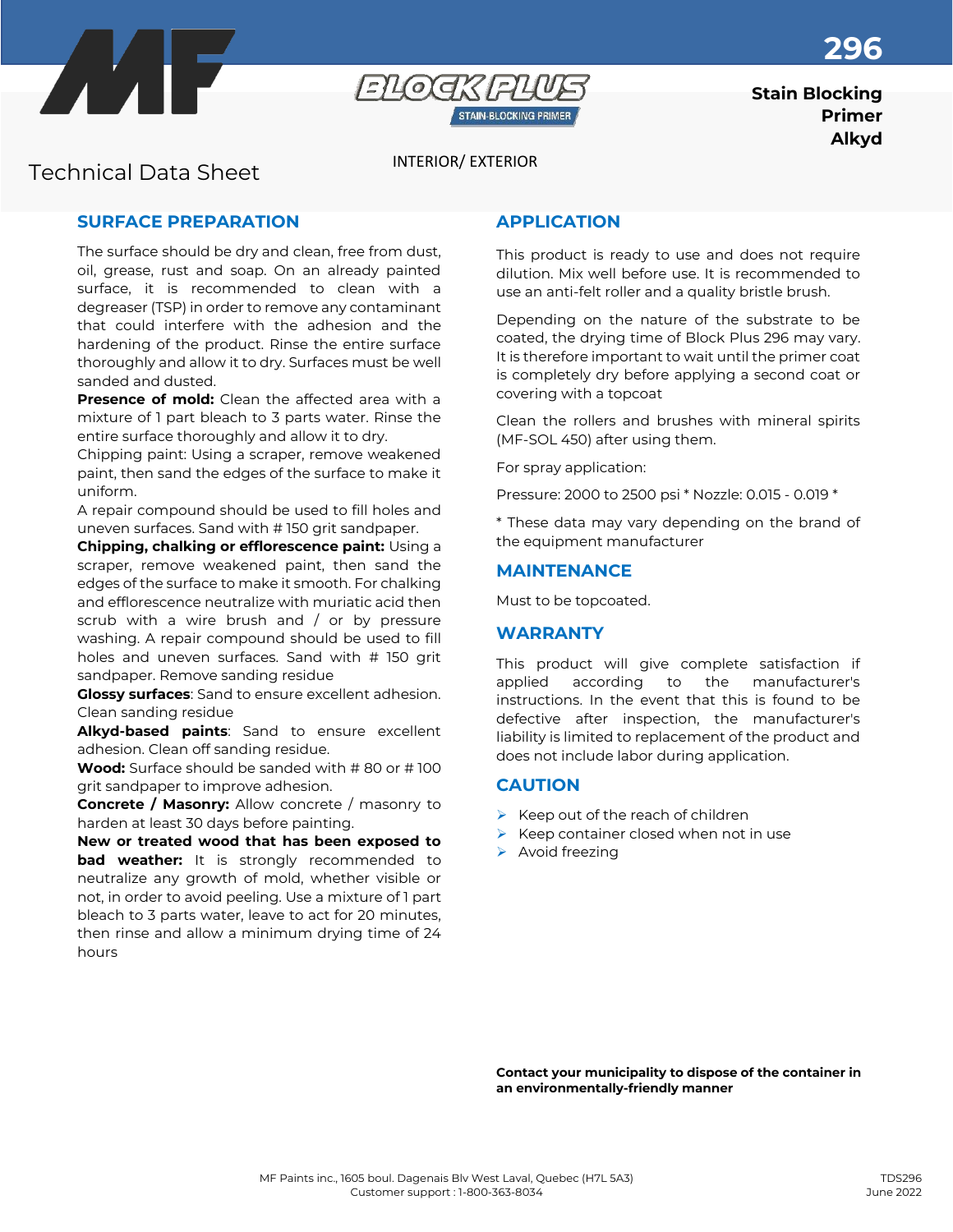296

**Stain Blocking Primer Alkyd**

Technical Data Sheet

INTERIOR/ EXTERIOR

## SURFACE PREPARATION

The surface should be dry and clean, free from dust, oil, grease, rust and soap. On an already painted surface, it is recommended to clean with a degreaser (TSP) in order to remove any contaminant that could interfere with the adhesion and the hardening of the product. Rinse the entire surface thoroughly and allow it to dry. Surfaces must be well sanded and dusted.

**Presence of mold:** Clean the affected area with a mixture of 1 part bleach to 3 parts water. Rinse the entire surface thoroughly and allow it to dry.

Chipping paint: Using a scraper, remove weakened paint, then sand the edges of the surface to make it uniform.

A repair compound should be used to fill holes and uneven surfaces. Sand with # 150 grit sandpaper.

**Chipping, chalking or efflorescence paint:** Using a scraper, remove weakened paint, then sand the edges of the surface to make it smooth. For chalking and efflorescence neutralize with muriatic acid then scrub with a wire brush and / or by pressure washing. A repair compound should be used to fill holes and uneven surfaces. Sand with # 150 grit sandpaper. Remove sanding residue

**Glossy surfaces**: Sand to ensure excellent adhesion. Clean sanding residue

**Alkyd-based paints**: Sand to ensure excellent adhesion. Clean off sanding residue.

**Wood:** Surface should be sanded with # 80 or # 100 grit sandpaper to improve adhesion.

**Concrete / Masonry:** Allow concrete / masonry to harden at least 30 days before painting.

**New or treated wood that has been exposed to bad weather:** It is strongly recommended to neutralize any growth of mold, whether visible or not, in order to avoid peeling. Use a mixture of 1 part bleach to 3 parts water, leave to act for 20 minutes, then rinse and allow a minimum drying time of 24 hours

## APPLICATION

This product is ready to use and does not require dilution. Mix well before use. It is recommended to use an anti-felt roller and a quality bristle brush.

Depending on the nature of the substrate to be coated, the drying time of Block Plus 296 may vary. It is therefore important to wait until the primer coat is completely dry before applying a second coat or covering with a topcoat

Clean the rollers and brushes with mineral spirits (MF-SOL 450) after using them.

For spray application:

Pressure: 2000 to 2500 psi * Nozzle: 0.015 - 0.019 *

* These data may vary depending on the brand of the equipment manufacturer

## MAINTENANCE

Must to be topcoated.

## WARRANTY

This product will give complete satisfaction if applied according to the manufacturer's instructions. In the event that this is found to be defective after inspection, the manufacturer's liability is limited to replacement of the product and does not include labor during application.

## CAUTION

- Keep out of the reach of children
- Keep container closed when not in use
- Avoid freezing

**Contact your municipality to dispose of the container in an environmentally-friendly manner**

MF Paints inc., 1605 boul. Dagenais Blv West Laval, Quebec (H7L 5A3)
Customer support : 1-800-363-8034

TDS296
June 2022